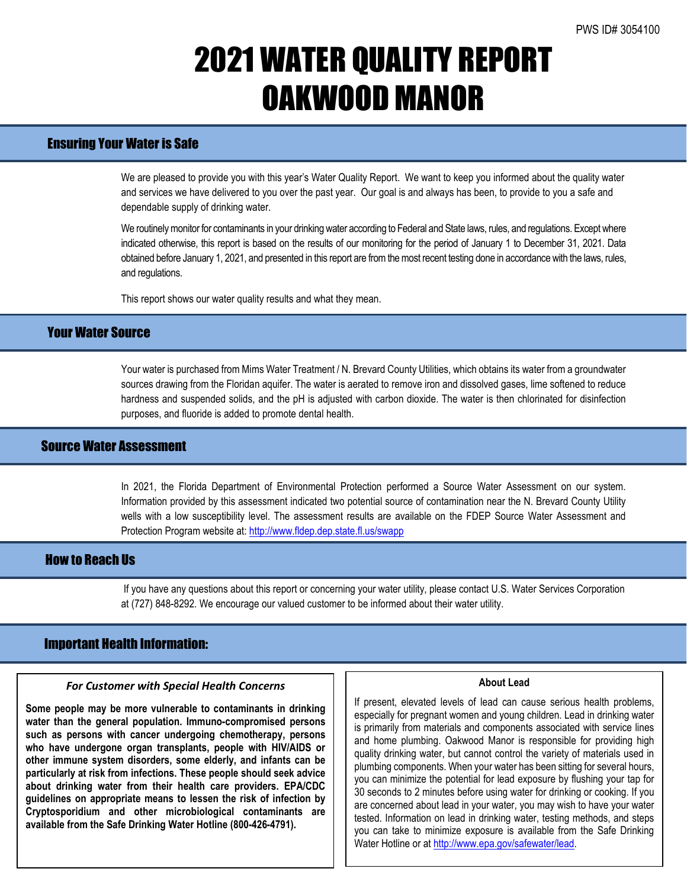PWS ID# 3054100

# 2021 WATER QUALITY REPORT OAKWOOD MANOR

## Ensuring Your Water is Safe

We are pleased to provide you with this year's Water Quality Report. We want to keep you informed about the quality water and services we have delivered to you over the past year. Our goal is and always has been, to provide to you a safe and dependable supply of drinking water.

We routinely monitor for contaminants in your drinking water according to Federal and State laws, rules, and regulations. Except where indicated otherwise, this report is based on the results of our monitoring for the period of January 1 to December 31, 2021. Data obtained before January 1, 2021, and presented in this report are from the most recent testing done in accordance with the laws, rules, and regulations.

This report shows our water quality results and what they mean.

## Your Water Source

Your water is purchased from Mims Water Treatment / N. Brevard County Utilities, which obtains its water from a groundwater sources drawing from the Floridan aquifer. The water is aerated to remove iron and dissolved gases, lime softened to reduce hardness and suspended solids, and the pH is adjusted with carbon dioxide. The water is then chlorinated for disinfection purposes, and fluoride is added to promote dental health.

## Source Water Assessment

In 2021, the Florida Department of Environmental Protection performed a Source Water Assessment on our system. Information provided by this assessment indicated two potential source of contamination near the N. Brevard County Utility wells with a low susceptibility level. The assessment results are available on the FDEP Source Water Assessment and Protection Program website at: http://www.fldep.dep.state.fl.us/swapp

## How to Reach Us

If you have any questions about this report or concerning your water utility, please contact U.S. Water Services Corporation at (727) 848-8292. We encourage our valued customer to be informed about their water utility.

## Important Health Information:

### *For Customer with Special Health Concerns*

**Some people may be more vulnerable to contaminants in drinking water than the general population. Immuno-compromised persons such as persons with cancer undergoing chemotherapy, persons who have undergone organ transplants, people with HIV/AIDS or other immune system disorders, some elderly, and infants can be particularly at risk from infections. These people should seek advice about drinking water from their health care providers. EPA/CDC guidelines on appropriate means to lessen the risk of infection by Cryptosporidium and other microbiological contaminants are available from the Safe Drinking Water Hotline (800-426-4791).**

### About Lead

If present, elevated levels of lead can cause serious health problems, especially for pregnant women and young children. Lead in drinking water is primarily from materials and components associated with service lines and home plumbing. Oakwood Manor is responsible for providing high quality drinking water, but cannot control the variety of materials used in plumbing components. When your water has been sitting for several hours, you can minimize the potential for lead exposure by flushing your tap for 30 seconds to 2 minutes before using water for drinking or cooking. If you are concerned about lead in your water, you may wish to have your water tested. Information on lead in drinking water, testing methods, and steps you can take to minimize exposure is available from the Safe Drinking Water Hotline or at http://www.epa.gov/safewater/lead.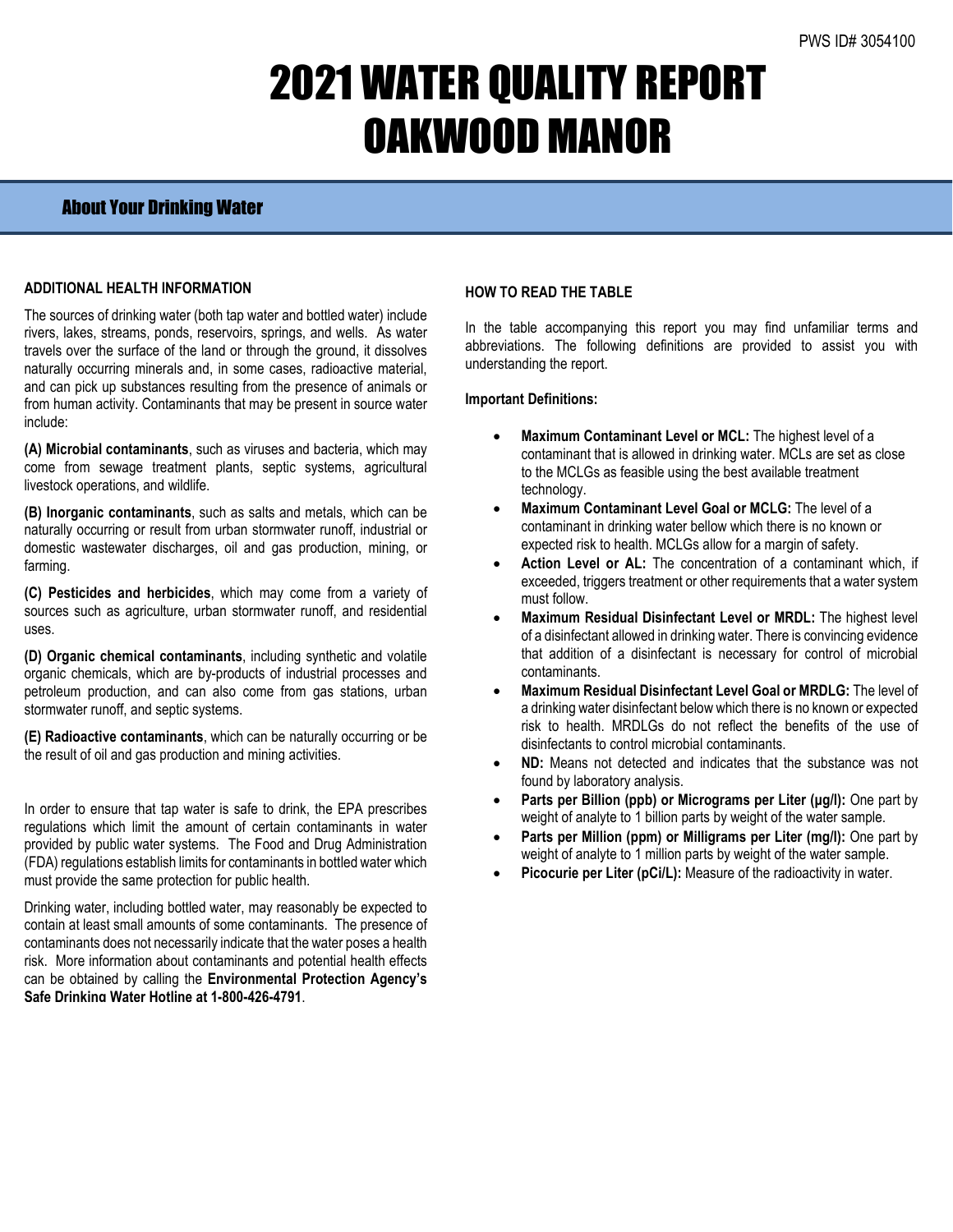PWS ID# 3054100

# 2021 WATER QUALITY REPORT OAKWOOD MANOR

## About Your Drinking Water

### ADDITIONAL HEALTH INFORMATION

The sources of drinking water (both tap water and bottled water) include rivers, lakes, streams, ponds, reservoirs, springs, and wells. As water travels over the surface of the land or through the ground, it dissolves naturally occurring minerals and, in some cases, radioactive material, and can pick up substances resulting from the presence of animals or from human activity. Contaminants that may be present in source water include:

**(A) Microbial contaminants**, such as viruses and bacteria, which may come from sewage treatment plants, septic systems, agricultural livestock operations, and wildlife.

**(B) Inorganic contaminants**, such as salts and metals, which can be naturally occurring or result from urban stormwater runoff, industrial or domestic wastewater discharges, oil and gas production, mining, or farming.

**(C) Pesticides and herbicides**, which may come from a variety of sources such as agriculture, urban stormwater runoff, and residential uses.

**(D) Organic chemical contaminants**, including synthetic and volatile organic chemicals, which are by-products of industrial processes and petroleum production, and can also come from gas stations, urban stormwater runoff, and septic systems.

**(E) Radioactive contaminants**, which can be naturally occurring or be the result of oil and gas production and mining activities.

In order to ensure that tap water is safe to drink, the EPA prescribes regulations which limit the amount of certain contaminants in water provided by public water systems. The Food and Drug Administration (FDA) regulations establish limits for contaminants in bottled water which must provide the same protection for public health.

Drinking water, including bottled water, may reasonably be expected to contain at least small amounts of some contaminants. The presence of contaminants does not necessarily indicate that the water poses a health risk. More information about contaminants and potential health effects can be obtained by calling the **Environmental Protection Agency's Safe Drinking Water Hotline at 1-800-426-4791**.

### HOW TO READ THE TABLE

In the table accompanying this report you may find unfamiliar terms and abbreviations. The following definitions are provided to assist you with understanding the report.

**Important Definitions:**

- **Maximum Contaminant Level or MCL:** The highest level of a contaminant that is allowed in drinking water. MCLs are set as close to the MCLGs as feasible using the best available treatment technology.
- **Maximum Contaminant Level Goal or MCLG:** The level of a contaminant in drinking water bellow which there is no known or expected risk to health. MCLGs allow for a margin of safety.
- **Action Level or AL:** The concentration of a contaminant which, if exceeded, triggers treatment or other requirements that a water system must follow.
- **Maximum Residual Disinfectant Level or MRDL:** The highest level of a disinfectant allowed in drinking water. There is convincing evidence that addition of a disinfectant is necessary for control of microbial contaminants.
- **Maximum Residual Disinfectant Level Goal or MRDLG:** The level of a drinking water disinfectant below which there is no known or expected risk to health. MRDLGs do not reflect the benefits of the use of disinfectants to control microbial contaminants.
- **ND:** Means not detected and indicates that the substance was not found by laboratory analysis.
- **Parts per Billion (ppb) or Micrograms per Liter (µg/l):** One part by weight of analyte to 1 billion parts by weight of the water sample.
- **Parts per Million (ppm) or Milligrams per Liter (mg/l):** One part by weight of analyte to 1 million parts by weight of the water sample.
- **Picocurie per Liter (pCi/L):** Measure of the radioactivity in water.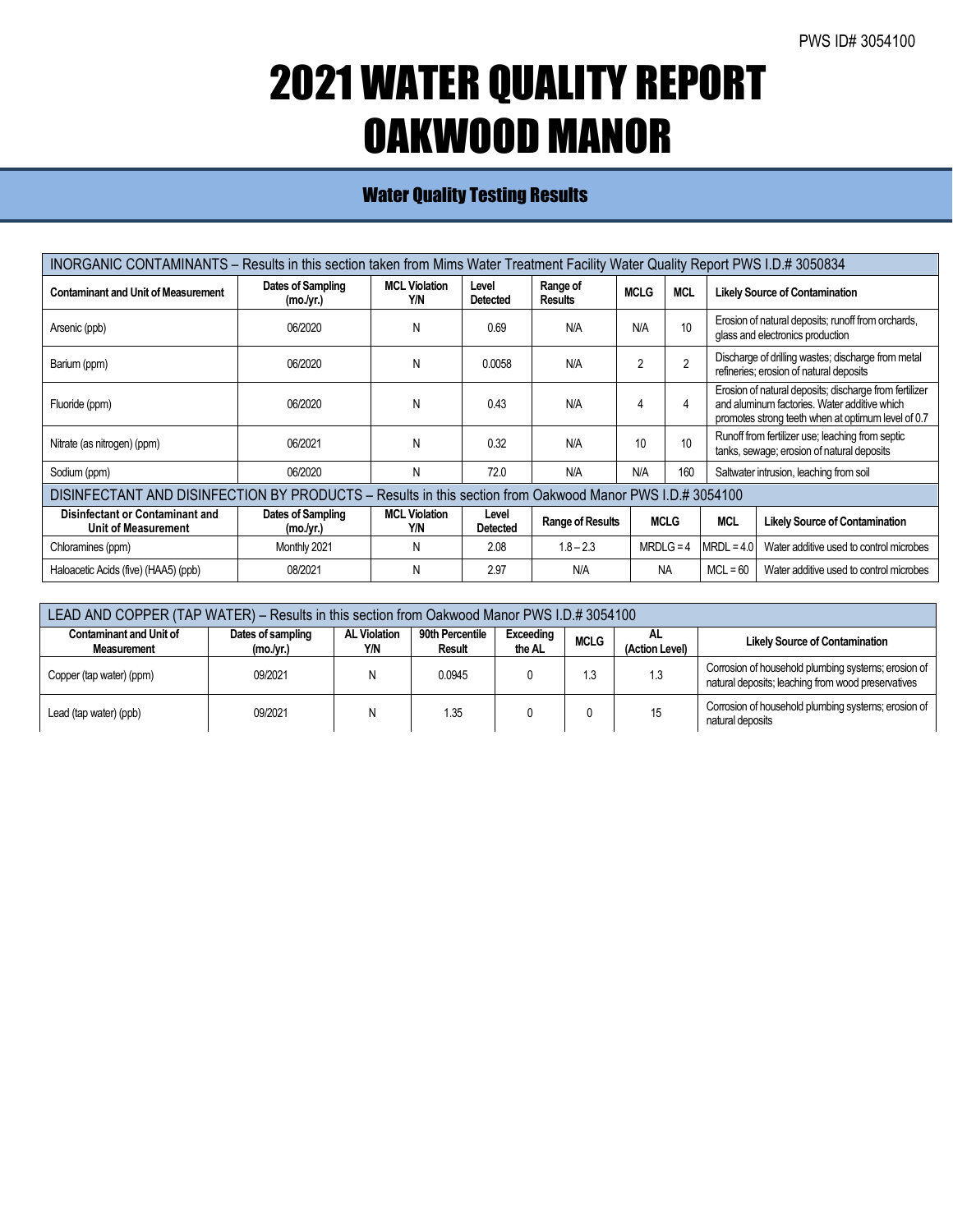PWS ID# 3054100

# 2021 WATER QUALITY REPORT
# OAKWOOD MANOR

## Water Quality Testing Results

| INORGANIC CONTAMINANTS – Results in this section taken from Mims Water Treatment Facility Water Quality Report PWS I.D.# 3050834 | | | | | | | |
|---|---|---|---|---|---|---|---|
| **Contaminant and Unit of Measurement** | **Dates of Sampling (mo./yr.)** | **MCL Violation Y/N** | **Level Detected** | **Range of Results** | **MCLG** | **MCL** | **Likely Source of Contamination** |
| Arsenic (ppb) | 06/2020 | N | 0.69 | N/A | N/A | 10 | Erosion of natural deposits; runoff from orchards, glass and electronics production |
| Barium (ppm) | 06/2020 | N | 0.0058 | N/A | 2 | 2 | Discharge of drilling wastes; discharge from metal refineries; erosion of natural deposits |
| Fluoride (ppm) | 06/2020 | N | 0.43 | N/A | 4 | 4 | Erosion of natural deposits; discharge from fertilizer and aluminum factories. Water additive which promotes strong teeth when at optimum level of 0.7 |
| Nitrate (as nitrogen) (ppm) | 06/2021 | N | 0.32 | N/A | 10 | 10 | Runoff from fertilizer use; leaching from septic tanks, sewage; erosion of natural deposits |
| Sodium (ppm) | 06/2020 | N | 72.0 | N/A | N/A | 160 | Saltwater intrusion, leaching from soil |

| DISINFECTANT AND DISINFECTION BY PRODUCTS – Results in this section from Oakwood Manor PWS I.D.# 3054100 | | | | | | | |
|---|---|---|---|---|---|---|---|
| **Disinfectant or Contaminant and Unit of Measurement** | **Dates of Sampling (mo./yr.)** | **MCL Violation Y/N** | **Level Detected** | **Range of Results** | **MCLG** | **MCL** | **Likely Source of Contamination** |
| Chloramines (ppm) | Monthly 2021 | N | 2.08 | 1.8 – 2.3 | MRDLG = 4 | MRDL = 4.0 | Water additive used to control microbes |
| Haloacetic Acids (five) (HAA5) (ppb) | 08/2021 | N | 2.97 | N/A | NA | MCL = 60 | Water additive used to control microbes |

| LEAD AND COPPER (TAP WATER) – Results in this section from Oakwood Manor PWS I.D.# 3054100 | | | | | | | |
|---|---|---|---|---|---|---|---|
| **Contaminant and Unit of Measurement** | **Dates of sampling (mo./yr.)** | **AL Violation Y/N** | **90th Percentile Result** | **Exceeding the AL** | **MCLG** | **AL (Action Level)** | **Likely Source of Contamination** |
| Copper (tap water) (ppm) | 09/2021 | N | 0.0945 | 0 | 1.3 | 1.3 | Corrosion of household plumbing systems; erosion of natural deposits; leaching from wood preservatives |
| Lead (tap water) (ppb) | 09/2021 | N | 1.35 | 0 | 0 | 15 | Corrosion of household plumbing systems; erosion of natural deposits |